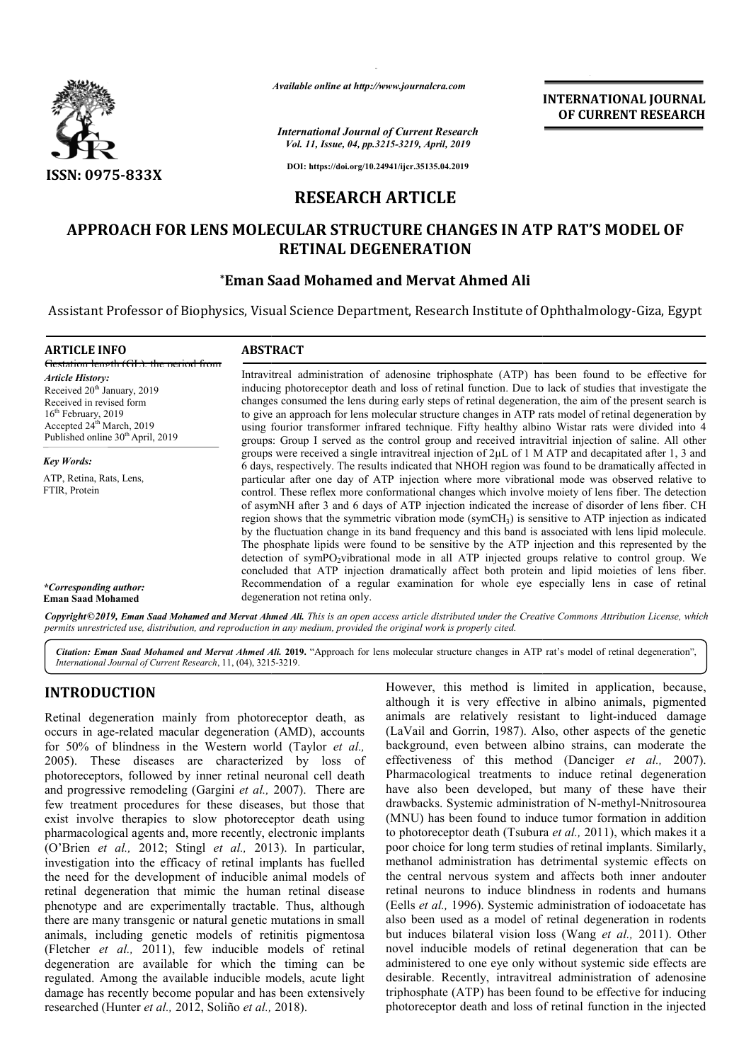*Available online at http://www.journalcra.com*

*International Journal of Current Research*

DOI: https://doi.org/10.24941/ijcr.35135.04.2019

ISSN: 0975-833X

**INTERNATIONAL JOURNAL OF CURRENT RESEARCH**

# RESEARCH ARTICLE

## APPROACH FOR LENS MOLECULAR STRUCTURE CHANGES IN ATP RAT'S MODEL OF RETINAL DEGENERATION

***Eman Saad Mohamed and Mervat Ahmed Ali**

Assistant Professor of Biophysics, Visual Science Department, Research Institute of Ophthalmology-Giza, Egypt

**ARTICLE INFO**

*Article History:*
Received 20th January, 2019
Received in revised form 16th February, 2019
Accepted 24th March, 2019
Published online 30th April, 2019

*Key Words:*
ATP, Retina, Rats, Lens, FTIR, Protein

**\*Corresponding author:**
**Eman Saad Mohamed**

**ABSTRACT**

Intravitreal administration of adenosine triphosphate (ATP) has been found to be effective for inducing photoreceptor death and loss of retinal function. Due to lack of studies that investigate the changes consumed the lens during early steps of retinal degeneration, the aim of the present search is to give an approach for lens molecular structure changes in ATP rats model of retinal degeneration by using fourior transformer infrared technique. Fifty healthy albino Wistar rats were divided into 4 groups: Group I served as the control group and received intravitrial injection of saline. All other groups were received a single intravitreal injection of 2μL of 1 M ATP and decapitated after 1, 3 and 6 days, respectively. The results indicated that NHOH region was found to be dramatically affected in particular after one day of ATP injection where more vibrational mode was observed relative to control. These reflex more conformational changes which involve moiety of lens fiber. The detection of asymNH after 3 and 6 days of ATP injection indicated the increase of disorder of lens fiber. CH region shows that the symmetric vibration mode (sym$CH_3$) is sensitive to ATP injection as indicated by the fluctuation change in its band frequency and this band is associated with lens lipid molecule. The phosphate lipids were found to be sensitive by the ATP injection and this represented by the detection of sym$PO_2$vibrational mode in all ATP injected groups relative to control group. We concluded that ATP injection dramatically affect both protein and lipid moieties of lens fiber. Recommendation of a regular examination for whole eye especially lens in case of retinal degeneration not retina only.

*Copyright©2019, Eman Saad Mohamed and Mervat Ahmed Ali. This is an open access article distributed under the Creative Commons Attribution License, which permits unrestricted use, distribution, and reproduction in any medium, provided the original work is properly cited.*

*Citation: Eman Saad Mohamed and Mervat Ahmed Ali.* **2019.** "Approach for lens molecular structure changes in ATP rat's model of retinal degeneration", *International Journal of Current Research*, 11, (04), 3215-3219.

## INTRODUCTION

Retinal degeneration mainly from photoreceptor death, as occurs in age-related macular degeneration (AMD), accounts for 50% of blindness in the Western world (Taylor *et al.,* 2005). These diseases are characterized by loss of photoreceptors, followed by inner retinal neuronal cell death and progressive remodeling (Gargini *et al.,* 2007). There are few treatment procedures for these diseases, but those that exist involve therapies to slow photoreceptor death using pharmacological agents and, more recently, electronic implants (O'Brien *et al.,* 2012; Stingl *et al.,* 2013). In particular, investigation into the efficacy of retinal implants has fuelled the need for the development of inducible animal models of retinal degeneration that mimic the human retinal disease phenotype and are experimentally tractable. Thus, although there are many transgenic or natural genetic mutations in small animals, including genetic models of retinitis pigmentosa (Fletcher *et al.,* 2011), few inducible models of retinal degeneration are available for which the timing can be regulated. Among the available inducible models, acute light damage has recently become popular and has been extensively researched (Hunter *et al.,* 2012, Soliño *et al.,* 2018).

However, this method is limited in application, because, although it is very effective in albino animals, pigmented animals are relatively resistant to light-induced damage (LaVail and Gorrin, 1987). Also, other aspects of the genetic background, even between albino strains, can moderate the effectiveness of this method (Danciger *et al.,* 2007). Pharmacological treatments to induce retinal degeneration have also been developed, but many of these have their drawbacks. Systemic administration of N-methyl-Nnitrosourea (MNU) has been found to induce tumor formation in addition to photoreceptor death (Tsubura *et al.,* 2011), which makes it a poor choice for long term studies of retinal implants. Similarly, methanol administration has detrimental systemic effects on the central nervous system and affects both inner andouter retinal neurons to induce blindness in rodents and humans (Eells *et al.,* 1996). Systemic administration of iodoacetate has also been used as a model of retinal degeneration in rodents but induces bilateral vision loss (Wang *et al.,* 2011). Other novel inducible models of retinal degeneration that can be administered to one eye only without systemic side effects are desirable. Recently, intravitreal administration of adenosine triphosphate (ATP) has been found to be effective for inducing photoreceptor death and loss of retinal function in the injected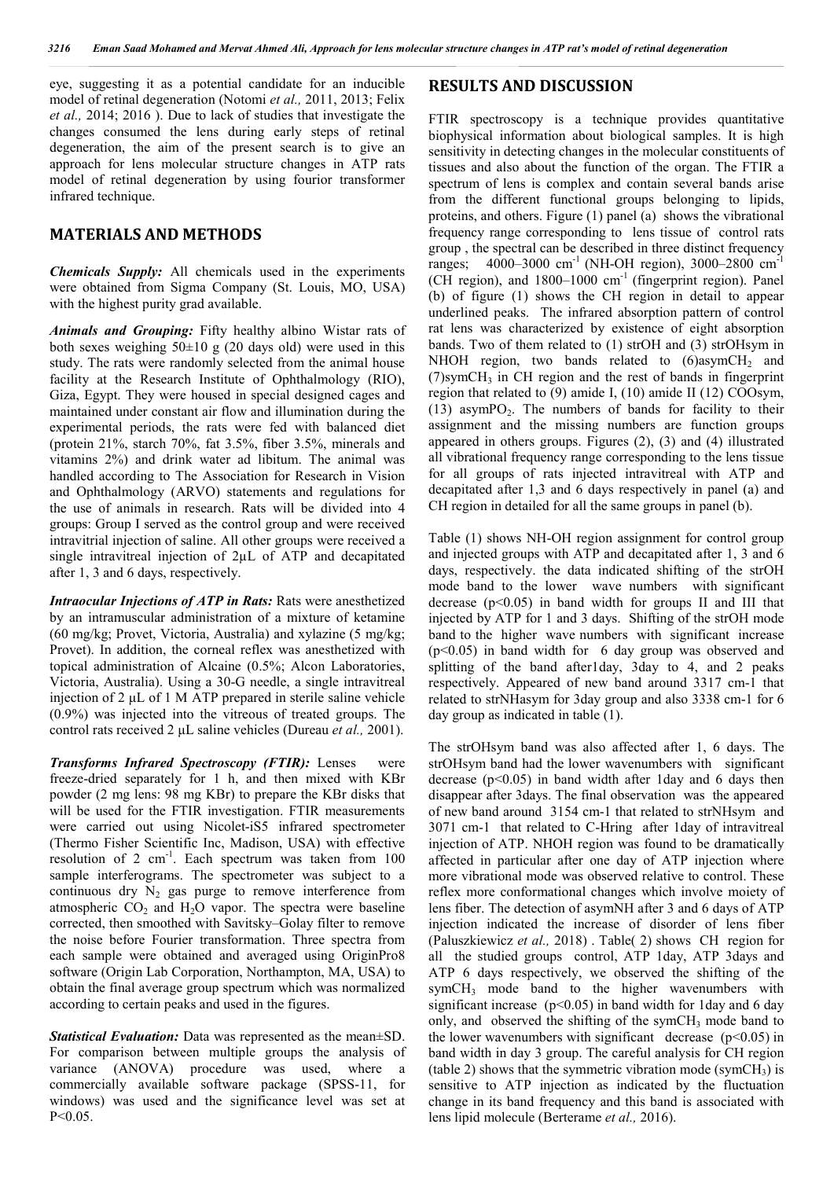eye, suggesting it as a potential candidate for an inducible model of retinal degeneration (Notomi *et al.,* 2011, 2013; Felix *et al.,* 2014; 2016 ). Due to lack of studies that investigate the changes consumed the lens during early steps of retinal degeneration, the aim of the present search is to give an approach for lens molecular structure changes in ATP rats model of retinal degeneration by using fourior transformer infrared technique.

## MATERIALS AND METHODS

***Chemicals Supply:*** All chemicals used in the experiments were obtained from Sigma Company (St. Louis, MO, USA) with the highest purity grad available.

***Animals and Grouping:*** Fifty healthy albino Wistar rats of both sexes weighing 50±10 g (20 days old) were used in this study. The rats were randomly selected from the animal house facility at the Research Institute of Ophthalmology (RIO), Giza, Egypt. They were housed in special designed cages and maintained under constant air flow and illumination during the experimental periods, the rats were fed with balanced diet (protein 21%, starch 70%, fat 3.5%, fiber 3.5%, minerals and vitamins 2%) and drink water ad libitum. The animal was handled according to The Association for Research in Vision and Ophthalmology (ARVO) statements and regulations for the use of animals in research. Rats will be divided into 4 groups: Group I served as the control group and were received intravitrial injection of saline. All other groups were received a single intravitreal injection of 2μL of ATP and decapitated after 1, 3 and 6 days, respectively.

***Intraocular Injections of ATP in Rats:*** Rats were anesthetized by an intramuscular administration of a mixture of ketamine (60 mg/kg; Provet, Victoria, Australia) and xylazine (5 mg/kg; Provet). In addition, the corneal reflex was anesthetized with topical administration of Alcaine (0.5%; Alcon Laboratories, Victoria, Australia). Using a 30-G needle, a single intravitreal injection of 2 μL of 1 M ATP prepared in sterile saline vehicle (0.9%) was injected into the vitreous of treated groups. The control rats received 2 μL saline vehicles (Dureau *et al.,* 2001).

***Transforms Infrared Spectroscopy (FTIR):*** Lenses were freeze-dried separately for 1 h, and then mixed with KBr powder (2 mg lens: 98 mg KBr) to prepare the KBr disks that will be used for the FTIR investigation. FTIR measurements were carried out using Nicolet-iS5 infrared spectrometer (Thermo Fisher Scientific Inc, Madison, USA) with effective resolution of 2 $cm^{-1}$. Each spectrum was taken from 100 sample interferograms. The spectrometer was subject to a continuous dry $N_2$ gas purge to remove interference from atmospheric $CO_2$ and $H_2O$ vapor. The spectra were baseline corrected, then smoothed with Savitsky–Golay filter to remove the noise before Fourier transformation. Three spectra from each sample were obtained and averaged using OriginPro8 software (Origin Lab Corporation, Northampton, MA, USA) to obtain the final average group spectrum which was normalized according to certain peaks and used in the figures.

***Statistical Evaluation:*** Data was represented as the mean±SD. For comparison between multiple groups the analysis of variance (ANOVA) procedure was used, where a commercially available software package (SPSS-11, for windows) was used and the significance level was set at $P<0.05$.

## RESULTS AND DISCUSSION

FTIR spectroscopy is a technique provides quantitative biophysical information about biological samples. It is high sensitivity in detecting changes in the molecular constituents of tissues and also about the function of the organ. The FTIR a spectrum of lens is complex and contain several bands arise from the different functional groups belonging to lipids, proteins, and others. Figure (1) panel (a) shows the vibrational frequency range corresponding to lens tissue of control rats group , the spectral can be described in three distinct frequency ranges; 4000–3000 $cm^{-1}$ (NH-OH region), 3000–2800 $cm^{-1}$ (CH region), and 1800–1000 $cm^{-1}$ (fingerprint region). Panel (b) of figure (1) shows the CH region in detail to appear underlined peaks. The infrared absorption pattern of control rat lens was characterized by existence of eight absorption bands. Two of them related to (1) strOH and (3) strOHsym in NHOH region, two bands related to (6)asym$CH_2$ and (7)sym$CH_3$ in CH region and the rest of bands in fingerprint region that related to (9) amide I, (10) amide II (12) COOsym, (13) asym$PO_2$. The numbers of bands for facility to their assignment and the missing numbers are function groups appeared in others groups. Figures (2), (3) and (4) illustrated all vibrational frequency range corresponding to the lens tissue for all groups of rats injected intravitreal with ATP and decapitated after 1,3 and 6 days respectively in panel (a) and CH region in detailed for all the same groups in panel (b).

Table (1) shows NH-OH region assignment for control group and injected groups with ATP and decapitated after 1, 3 and 6 days, respectively. the data indicated shifting of the strOH mode band to the lower wave numbers with significant decrease ($p<0.05$) in band width for groups II and III that injected by ATP for 1 and 3 days. Shifting of the strOH mode band to the higher wave numbers with significant increase ($p<0.05$) in band width for 6 day group was observed and splitting of the band after1day, 3day to 4, and 2 peaks respectively. Appeared of new band around 3317 cm-1 that related to strNHasym for 3day group and also 3338 cm-1 for 6 day group as indicated in table (1).

The strOHsym band was also affected after 1, 6 days. The strOHsym band had the lower wavenumbers with significant decrease ($p<0.05$) in band width after 1day and 6 days then disappear after 3days. The final observation was the appeared of new band around 3154 cm-1 that related to strNHsym and 3071 cm-1 that related to C-Hring after 1day of intravitreal injection of ATP. NHOH region was found to be dramatically affected in particular after one day of ATP injection where more vibrational mode was observed relative to control. These reflex more conformational changes which involve moiety of lens fiber. The detection of asymNH after 3 and 6 days of ATP injection indicated the increase of disorder of lens fiber (Paluszkiewicz *et al.,* 2018) . Table( 2) shows CH region for all the studied groups control, ATP 1day, ATP 3days and ATP 6 days respectively, we observed the shifting of the sym$CH_3$ mode band to the higher wavenumbers with significant increase ($p<0.05$) in band width for 1day and 6 day only, and observed the shifting of the sym$CH_3$ mode band to the lower wavenumbers with significant decrease ($p<0.05$) in band width in day 3 group. The careful analysis for CH region (table 2) shows that the symmetric vibration mode (sym$CH_3$) is sensitive to ATP injection as indicated by the fluctuation change in its band frequency and this band is associated with lens lipid molecule (Berterame *et al.,* 2016).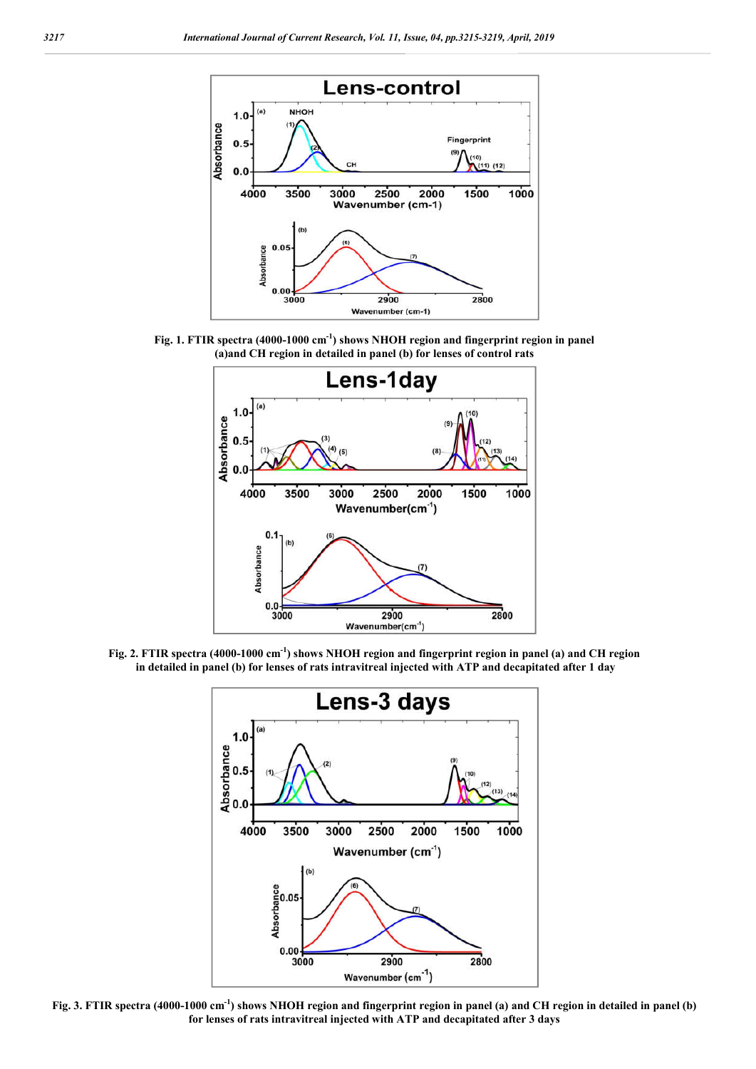Fig. 1. FTIR spectra (4000-1000 $cm^{-1}$) shows NHOH region and fingerprint region in panel (a)and CH region in detailed in panel (b) for lenses of control rats

Fig. 2. FTIR spectra (4000-1000 $cm^{-1}$) shows NHOH region and fingerprint region in panel (a) and CH region in detailed in panel (b) for lenses of rats intravitreal injected with ATP and decapitated after 1 day

Fig. 3. FTIR spectra (4000-1000 $cm^{-1}$) shows NHOH region and fingerprint region in panel (a) and CH region in detailed in panel (b) for lenses of rats intravitreal injected with ATP and decapitated after 3 days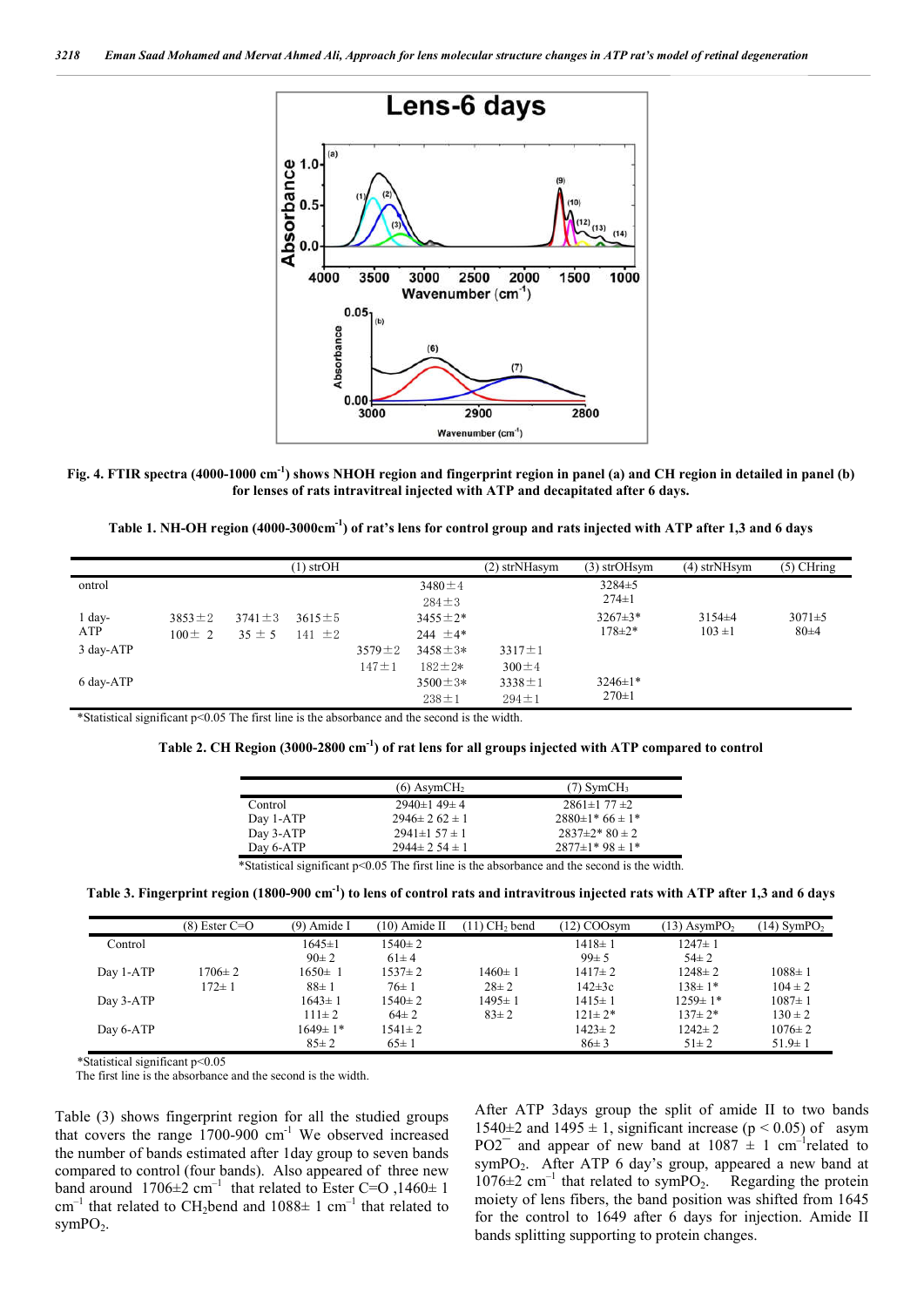**Fig. 4. FTIR spectra (4000-1000 $cm^{-1}$) shows NHOH region and fingerprint region in panel (a) and CH region in detailed in panel (b) for lenses of rats intravitreal injected with ATP and decapitated after 6 days.**

**Table 1. NH-OH region (4000-3000$cm^{-1}$) of rat's lens for control group and rats injected with ATP after 1,3 and 6 days**

| | (1) strOH | | | | | (2) strNHasym | (3) strOHsym | (4) strNHsym | (5) CHring |
|---|---|---|---|---|---|---|---|---|---|
| ontrol | | | | | 3480±4 | | 3284±5 | | |
| | | | | | 284±3 | | 274±1 | | |
| 1 day-ATP | 3853±2 | 3741±3 | 3615±5 | | 3455±2* | | 3267±3* | 3154±4 | 3071±5 |
| | 100± 2 | 35 ± 5 | 141 ±2 | | 244 ±4* | | 178±2* | 103 ±1 | 80±4 |
| 3 day-ATP | | | | 3579±2 | 3458±3* | 3317±1 | | | |
| | | | | 147±1 | 182±2* | 300±4 | | | |
| 6 day-ATP | | | | | 3500±3* | 3338±1 | 3246±1* | | |
| | | | | | 238±1 | 294±1 | 270±1 | | |

*Statistical significant $p<0.05$ The first line is the absorbance and the second is the width.

**Table 2. CH Region (3000-2800 $cm^{-1}$) of rat lens for all groups injected with ATP compared to control**

| | (6) $AsymCH_2$ | (7) $SymCH_3$ |
|---|---|---|
| Control | 2940±1 49± 4 | 2861±1 77 ±2 |
| Day 1-ATP | 2946± 2 62 ± 1 | 2880±1* 66 ± 1* |
| Day 3-ATP | 2941±1 57 ± 1 | 2837±2* 80 ± 2 |
| Day 6-ATP | 2944± 2 54 ± 1 | 2877±1* 98 ± 1* |

*Statistical significant $p<0.05$ The first line is the absorbance and the second is the width.

**Table 3. Fingerprint region (1800-900 $cm^{-1}$) to lens of control rats and intravitrous injected rats with ATP after 1,3 and 6 days**

| | (8) Ester C=O | (9) Amide I | (10) Amide II | (11) $CH_2$ bend | (12) COOsym | (13) $AsymPO_2$ | (14) $SymPO_2$ |
|---|---|---|---|---|---|---|---|
| Control | | 1645±1 | 1540± 2 | | 1418± 1 | 1247± 1 | |
| | | 90± 2 | 61± 4 | | 99± 5 | 54± 2 | |
| Day 1-ATP | 1706± 2 | 1650± 1 | 1537± 2 | 1460± 1 | 1417± 2 | 1248± 2 | 1088± 1 |
| | 172± 1 | 88± 1 | 76± 1 | 28± 2 | 142±3c | 138± 1* | 104 ± 2 |
| Day 3-ATP | | 1643± 1 | 1540± 2 | 1495± 1 | 1415± 1 | 1259± 1* | 1087± 1 |
| | | 111± 2 | 64± 2 | 83± 2 | 121± 2* | 137± 2* | 130 ± 2 |
| Day 6-ATP | | 1649± 1* | 1541± 2 | | 1423± 2 | 1242± 2 | 1076± 2 |
| | | 85± 2 | 65± 1 | | 86± 3 | 51± 2 | 51.9± 1 |

*Statistical significant $p<0.05$
The first line is the absorbance and the second is the width.

Table (3) shows fingerprint region for all the studied groups that covers the range 1700-900 $cm^{-1}$ We observed increased the number of bands estimated after 1day group to seven bands compared to control (four bands). Also appeared of three new band around 1706±2 $cm^{-1}$ that related to Ester C=O ,1460± 1 $cm^{-1}$ that related to $CH_2$bend and 1088± 1 $cm^{-1}$ that related to $symPO_2$.

After ATP 3days group the split of amide II to two bands 1540±2 and 1495 ± 1, significant increase ($p < 0.05$) of asym $PO2^{-}$ and appear of new band at 1087 ± 1 $cm^{-1}$related to $sympO_2$. After ATP 6 day's group, appeared a new band at 1076±2 $cm^{-1}$ that related to $symPO_2$. Regarding the protein moiety of lens fibers, the band position was shifted from 1645 for the control to 1649 after 6 days for injection. Amide II bands splitting supporting to protein changes.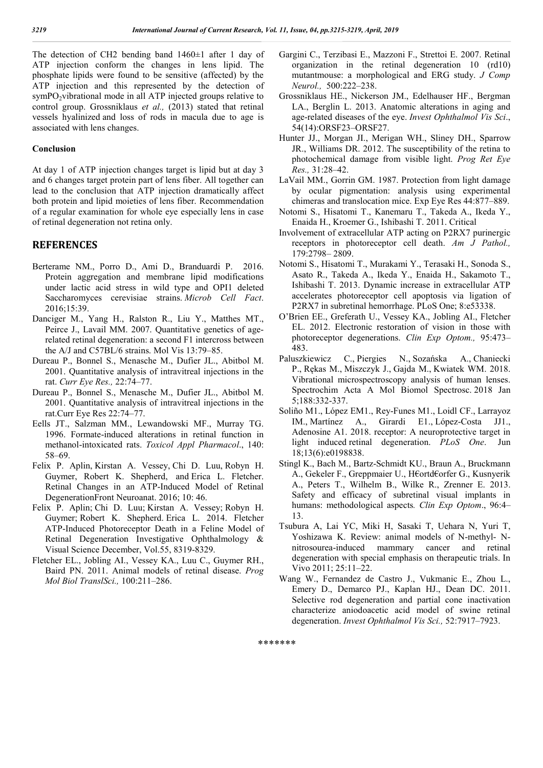The detection of CH2 bending band 1460±1 after 1 day of ATP injection conform the changes in lens lipid. The phosphate lipids were found to be sensitive (affected) by the ATP injection and this represented by the detection of sym$PO_2$vibrational mode in all ATP injected groups relative to control group. Grossniklaus *et al.,* (2013) stated that retinal vessels hyalinized and loss of rods in macula due to age is associated with lens changes.

### Conclusion

At day 1 of ATP injection changes target is lipid but at day 3 and 6 changes target protein part of lens fiber. All together can lead to the conclusion that ATP injection dramatically affect both protein and lipid moieties of lens fiber. Recommendation of a regular examination for whole eye especially lens in case of retinal degeneration not retina only.

## REFERENCES

Berterame NM., Porro D., Ami D., Branduardi P. 2016. Protein aggregation and membrane lipid modifications under lactic acid stress in wild type and OPI1 deleted Saccharomyces cerevisiae strains. *Microb Cell Fact*. 2016;15:39.

Danciger M., Yang H., Ralston R., Liu Y., Matthes MT., Peirce J., Lavail MM. 2007. Quantitative genetics of age-related retinal degeneration: a second F1 intercross between the A/J and C57BL/6 strains. Mol Vis 13:79–85.

Dureau P., Bonnel S., Menasche M., Dufier JL., Abitbol M. 2001. Quantitative analysis of intravitreal injections in the rat. *Curr Eye Res.,* 22:74–77.

Dureau P., Bonnel S., Menasche M., Dufier JL., Abitbol M. 2001. Quantitative analysis of intravitreal injections in the rat.Curr Eye Res 22:74–77.

Eells JT., Salzman MM., Lewandowski MF., Murray TG. 1996. Formate-induced alterations in retinal function in methanol-intoxicated rats. *Toxicol Appl Pharmacol*., 140: 58–69.

Felix P. Aplin, Kirstan A. Vessey, Chi D. Luu, Robyn H. Guymer, Robert K. Shepherd, and Erica L. Fletcher. Retinal Changes in an ATP-Induced Model of Retinal DegenerationFront Neuroanat. 2016; 10: 46.

Felix P. Aplin; Chi D. Luu; Kirstan A. Vessey; Robyn H. Guymer; Robert K. Shepherd. Erica L. Fletcher 2014. ATP-Induced Photoreceptor Death in a Feline Model of Retinal Degeneration Investigative Ophthalmology & Visual Science December, Vol.55, 8319-8329.

Fletcher EL., Jobling AI., Vessey KA., Luu C., Guymer RH., Baird PN. 2011. Animal models of retinal disease. *Prog Mol Biol TranslSci.,* 100:211–286.

Gargini C., Terzibasi E., Mazzoni F., Strettoi E. 2007. Retinal organization in the retinal degeneration 10 (rd10) mutantmouse: a morphological and ERG study. *J Comp Neurol.,* 500:222–238.

Grossniklaus HE., Nickerson JM., Edelhauser HF., Bergman LA., Berglin L. 2013. Anatomic alterations in aging and age-related diseases of the eye. *Invest Ophthalmol Vis Sci*., 54(14):ORSF23–ORSF27.

Hunter JJ., Morgan JI., Merigan WH., Sliney DH., Sparrow JR., Williams DR. 2012. The susceptibility of the retina to photochemical damage from visible light. *Prog Ret Eye Res.,* 31:28–42.

LaVail MM., Gorrin GM. 1987. Protection from light damage by ocular pigmentation: analysis using experimental chimeras and translocation mice. Exp Eye Res 44:877–889.

Notomi S., Hisatomi T., Kanemaru T., Takeda A., Ikeda Y., Enaida H., Kroemer G., Ishibashi T. 2011. Critical Involvement of extracellular ATP acting on P2RX7 purinergic receptors in photoreceptor cell death. *Am J Pathol.,* 179:2798– 2809.

Notomi S., Hisatomi T., Murakami Y., Terasaki H., Sonoda S., Asato R., Takeda A., Ikeda Y., Enaida H., Sakamoto T., Ishibashi T. 2013. Dynamic increase in extracellular ATP accelerates photoreceptor cell apoptosis via ligation of P2RX7 in subretinal hemorrhage. PLoS One; 8:e53338.

O'Brien EE., Greferath U., Vessey KA., Jobling AI., Fletcher EL. 2012. Electronic restoration of vision in those with photoreceptor degenerations. *Clin Exp Optom.,* 95:473–483.

Paluszkiewicz C., Piergies N., Sozańska A., Chaniecki P., Rękas M., Miszczyk J., Gajda M., Kwiatek WM. 2018. Vibrational microspectroscopy analysis of human lenses. Spectrochim Acta A Mol Biomol Spectrosc. 2018 Jan 5;188:332-337.

Soliño M1., López EM1., Rey-Funes M1., Loidl CF., Larrayoz IM., Martínez A., Girardi E1., López-Costa JJ1., Adenosine A1. 2018. receptor: A neuroprotective target in light induced retinal degeneration. *PLoS One*. Jun 18;13(6):e0198838.

Stingl K., Bach M., Bartz-Schmidt KU., Braun A., Bruckmann A., Gekeler F., Greppmaier U., H€ortd€orfer G., Kusnyerik A., Peters T., Wilhelm B., Wilke R., Zrenner E. 2013. Safety and efficacy of subretinal visual implants in humans: methodological aspects*. Clin Exp Optom*., 96:4–13.

Tsubura A, Lai YC, Miki H, Sasaki T, Uehara N, Yuri T, Yoshizawa K. Review: animal models of N-methyl- N-nitrosourea-induced mammary cancer and retinal degeneration with special emphasis on therapeutic trials. In Vivo 2011; 25:11–22.

Wang W., Fernandez de Castro J., Vukmanic E., Zhou L., Emery D., Demarco PJ., Kaplan HJ., Dean DC. 2011. Selective rod degeneration and partial cone inactivation characterize aniodoacetic acid model of swine retinal degeneration. *Invest Ophthalmol Vis Sci.,* 52:7917–7923.

\*\*\*\*\*\*\*